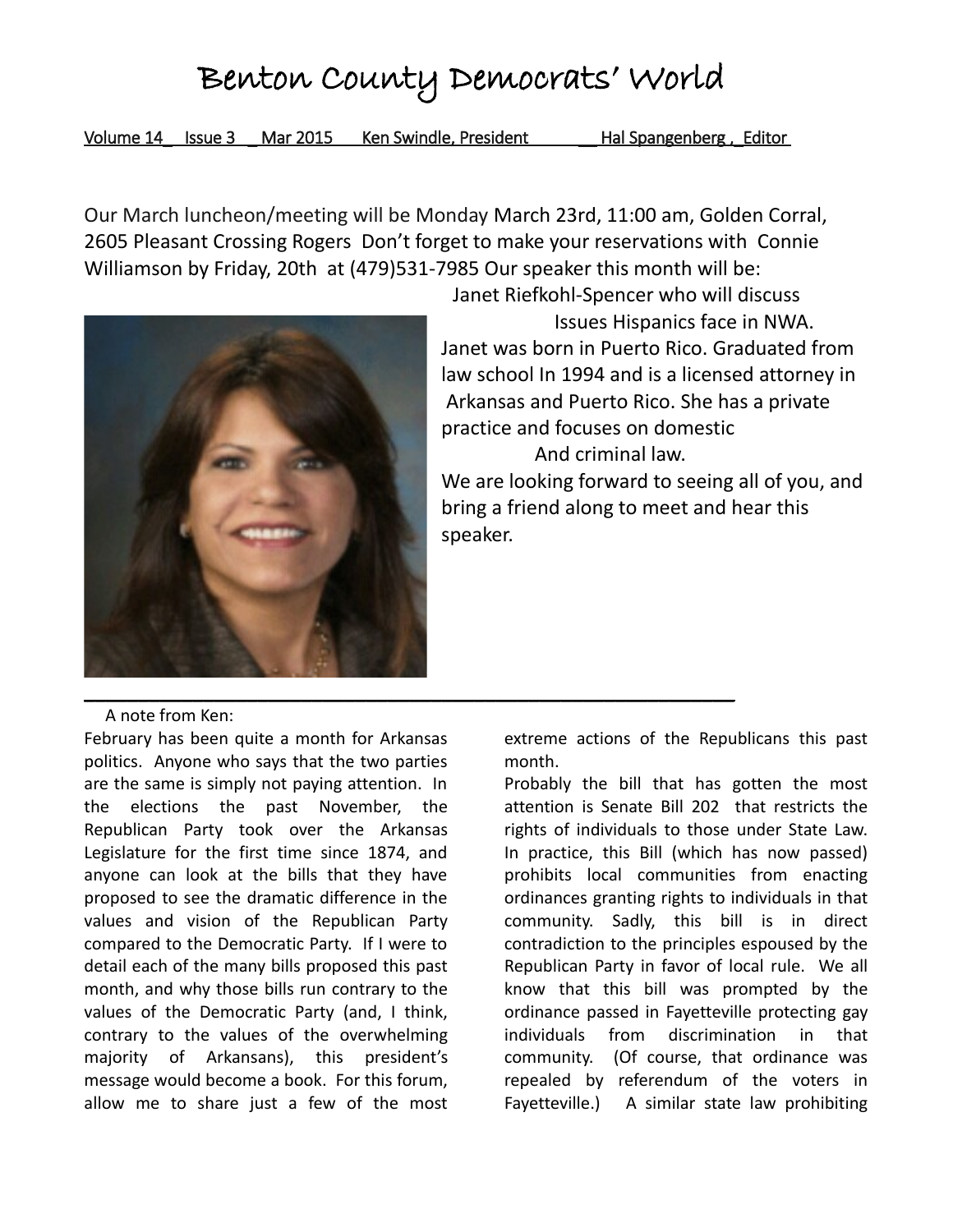# Benton County Democrats' World

Volume 14 Issue 3 Mar 2015 Ken Swindle, President Hal Spangenberg , Editor

Our March luncheon/meeting will be Monday March 23rd, 11:00 am, Golden Corral, 2605 Pleasant Crossing Rogers Don't forget to make your reservations with Connie Williamson by Friday, 20th at (479)531-7985 Our speaker this month will be:

Janet Riefkohl-Spencer who will discuss Issues Hispanics face in NWA.

Janet was born in Puerto Rico. Graduated from law school In 1994 and is a licensed attorney in Arkansas and Puerto Rico. She has a private practice and focuses on domestic And criminal law.

We are looking forward to seeing all of you, and bring a friend along to meet and hear this speaker.

---

A note from Ken:

February has been quite a month for Arkansas politics. Anyone who says that the two parties are the same is simply not paying attention. In the elections the past November, the Republican Party took over the Arkansas Legislature for the first time since 1874, and anyone can look at the bills that they have proposed to see the dramatic difference in the values and vision of the Republican Party compared to the Democratic Party. If I were to detail each of the many bills proposed this past month, and why those bills run contrary to the values of the Democratic Party (and, I think, contrary to the values of the overwhelming majority of Arkansans), this president's message would become a book. For this forum, allow me to share just a few of the most extreme actions of the Republicans this past month.

Probably the bill that has gotten the most attention is Senate Bill 202 that restricts the rights of individuals to those under State Law. In practice, this Bill (which has now passed) prohibits local communities from enacting ordinances granting rights to individuals in that community. Sadly, this bill is in direct contradiction to the principles espoused by the Republican Party in favor of local rule. We all know that this bill was prompted by the ordinance passed in Fayetteville protecting gay individuals from discrimination in that community. (Of course, that ordinance was repealed by referendum of the voters in Fayetteville.) A similar state law prohibiting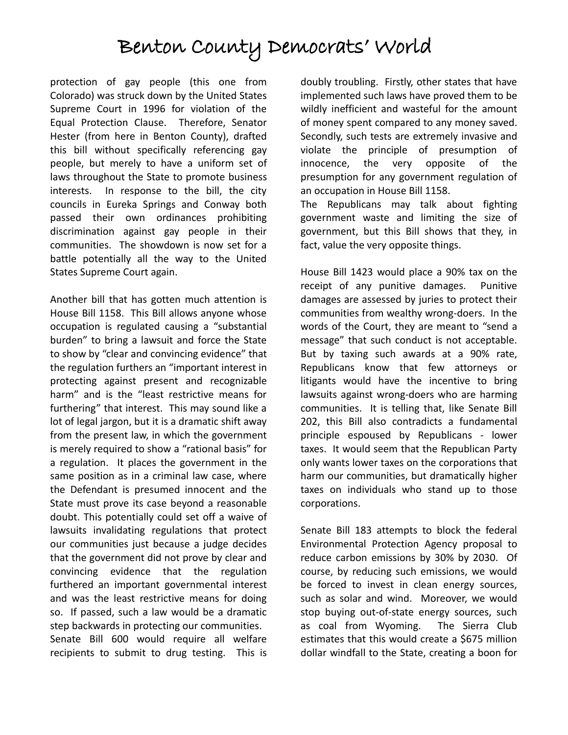protection of gay people (this one from Colorado) was struck down by the United States Supreme Court in 1996 for violation of the Equal Protection Clause. Therefore, Senator Hester (from here in Benton County), drafted this bill without specifically referencing gay people, but merely to have a uniform set of laws throughout the State to promote business interests. In response to the bill, the city councils in Eureka Springs and Conway both passed their own ordinances prohibiting discrimination against gay people in their communities. The showdown is now set for a battle potentially all the way to the United States Supreme Court again.

Another bill that has gotten much attention is House Bill 1158. This Bill allows anyone whose occupation is regulated causing a "substantial burden" to bring a lawsuit and force the State to show by "clear and convincing evidence" that the regulation furthers an "important interest in protecting against present and recognizable harm" and is the "least restrictive means for furthering" that interest. This may sound like a lot of legal jargon, but it is a dramatic shift away from the present law, in which the government is merely required to show a "rational basis" for a regulation. It places the government in the same position as in a criminal law case, where the Defendant is presumed innocent and the State must prove its case beyond a reasonable doubt. This potentially could set off a waive of lawsuits invalidating regulations that protect our communities just because a judge decides that the government did not prove by clear and convincing evidence that the regulation furthered an important governmental interest and was the least restrictive means for doing so. If passed, such a law would be a dramatic step backwards in protecting our communities.

Senate Bill 600 would require all welfare recipients to submit to drug testing. This is doubly troubling. Firstly, other states that have implemented such laws have proved them to be wildly inefficient and wasteful for the amount of money spent compared to any money saved. Secondly, such tests are extremely invasive and violate the principle of presumption of innocence, the very opposite of the presumption for any government regulation of an occupation in House Bill 1158.

The Republicans may talk about fighting government waste and limiting the size of government, but this Bill shows that they, in fact, value the very opposite things.

House Bill 1423 would place a 90% tax on the receipt of any punitive damages. Punitive damages are assessed by juries to protect their communities from wealthy wrong-doers. In the words of the Court, they are meant to "send a message" that such conduct is not acceptable. But by taxing such awards at a 90% rate, Republicans know that few attorneys or litigants would have the incentive to bring lawsuits against wrong-doers who are harming communities. It is telling that, like Senate Bill 202, this Bill also contradicts a fundamental principle espoused by Republicans - lower taxes. It would seem that the Republican Party only wants lower taxes on the corporations that harm our communities, but dramatically higher taxes on individuals who stand up to those corporations.

Senate Bill 183 attempts to block the federal Environmental Protection Agency proposal to reduce carbon emissions by 30% by 2030. Of course, by reducing such emissions, we would be forced to invest in clean energy sources, such as solar and wind. Moreover, we would stop buying out-of-state energy sources, such as coal from Wyoming. The Sierra Club estimates that this would create a $675 million dollar windfall to the State, creating a boon for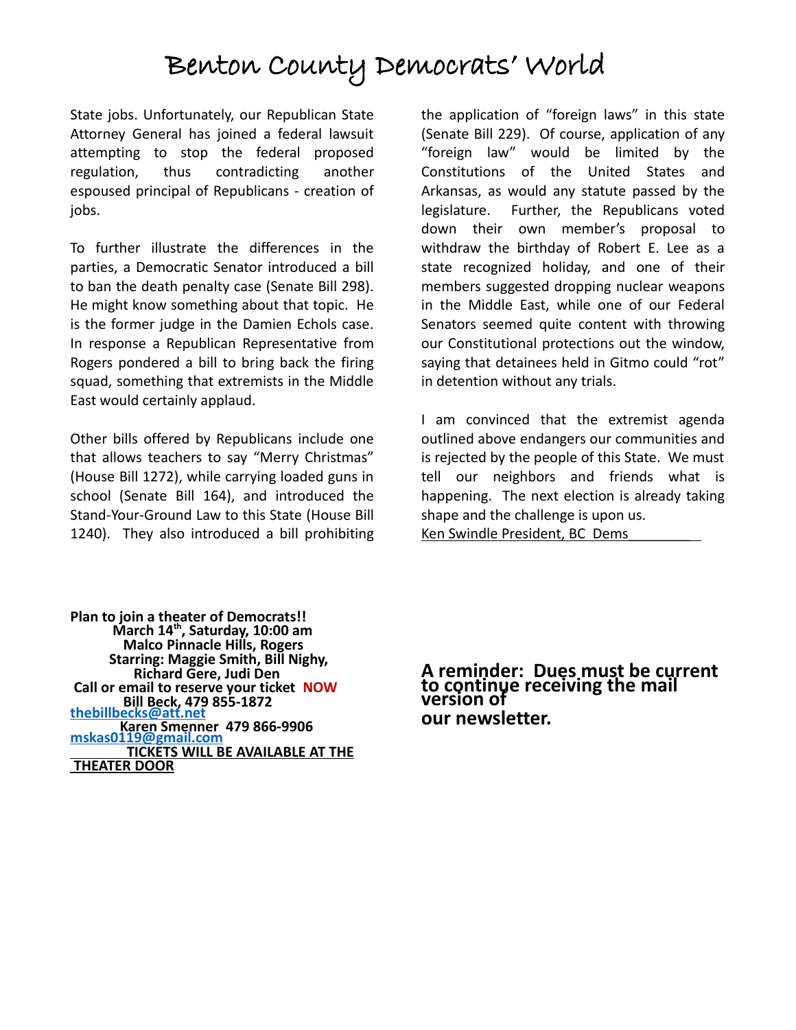State jobs. Unfortunately, our Republican State Attorney General has joined a federal lawsuit attempting to stop the federal proposed regulation, thus contradicting another espoused principal of Republicans - creation of jobs.

To further illustrate the differences in the parties, a Democratic Senator introduced a bill to ban the death penalty case (Senate Bill 298). He might know something about that topic. He is the former judge in the Damien Echols case. In response a Republican Representative from Rogers pondered a bill to bring back the firing squad, something that extremists in the Middle East would certainly applaud.

Other bills offered by Republicans include one that allows teachers to say "Merry Christmas" (House Bill 1272), while carrying loaded guns in school (Senate Bill 164), and introduced the Stand-Your-Ground Law to this State (House Bill 1240). They also introduced a bill prohibiting the application of "foreign laws" in this state (Senate Bill 229). Of course, application of any "foreign law" would be limited by the Constitutions of the United States and Arkansas, as would any statute passed by the legislature. Further, the Republicans voted down their own member's proposal to withdraw the birthday of Robert E. Lee as a state recognized holiday, and one of their members suggested dropping nuclear weapons in the Middle East, while one of our Federal Senators seemed quite content with throwing our Constitutional protections out the window, saying that detainees held in Gitmo could "rot" in detention without any trials.

I am convinced that the extremist agenda outlined above endangers our communities and is rejected by the people of this State. We must tell our neighbors and friends what is happening. The next election is already taking shape and the challenge is upon us.

Ken Swindle President, BC Dems

**Plan to join a theater of Democrats!!**
**March 14th, Saturday, 10:00 am**
**Malco Pinnacle Hills, Rogers**
**Starring: Maggie Smith, Bill Nighy, Richard Gere, Judi Den**
**Call or email to reserve your ticket NOW**
**Bill Beck, 479 855-1872**
**thebillbecks@att.net**
**Karen Smenner 479 866-9906**
**mskas0119@gmail.com**
**TICKETS WILL BE AVAILABLE AT THE THEATER DOOR**

**A reminder: Dues must be current to continue receiving the mail version of our newsletter.**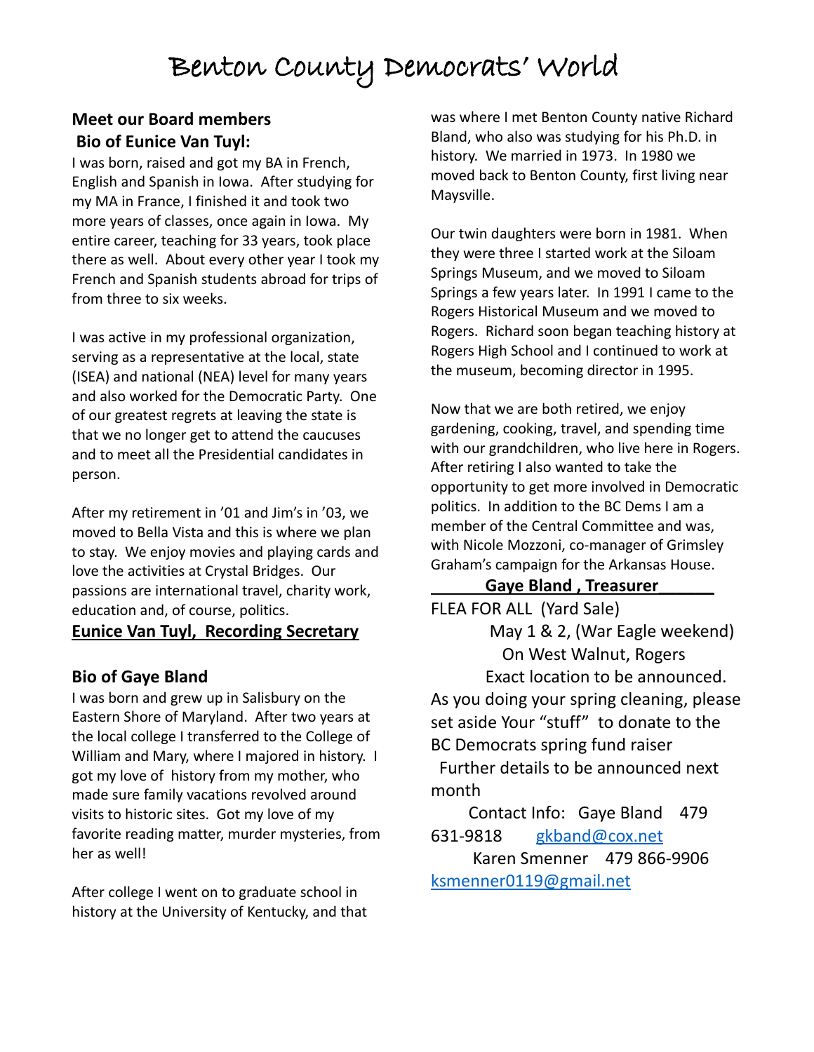# Benton County Democrats' World

## Meet our Board members

### Bio of Eunice Van Tuyl:

I was born, raised and got my BA in French, English and Spanish in Iowa. After studying for my MA in France, I finished it and took two more years of classes, once again in Iowa. My entire career, teaching for 33 years, took place there as well. About every other year I took my French and Spanish students abroad for trips of from three to six weeks.

I was active in my professional organization, serving as a representative at the local, state (ISEA) and national (NEA) level for many years and also worked for the Democratic Party. One of our greatest regrets at leaving the state is that we no longer get to attend the caucuses and to meet all the Presidential candidates in person.

After my retirement in '01 and Jim's in '03, we moved to Bella Vista and this is where we plan to stay. We enjoy movies and playing cards and love the activities at Crystal Bridges. Our passions are international travel, charity work, education and, of course, politics.

**Eunice Van Tuyl, Recording Secretary**

### Bio of Gaye Bland

I was born and grew up in Salisbury on the Eastern Shore of Maryland. After two years at the local college I transferred to the College of William and Mary, where I majored in history. I got my love of history from my mother, who made sure family vacations revolved around visits to historic sites. Got my love of my favorite reading matter, murder mysteries, from her as well!

After college I went on to graduate school in history at the University of Kentucky, and that was where I met Benton County native Richard Bland, who also was studying for his Ph.D. in history. We married in 1973. In 1980 we moved back to Benton County, first living near Maysville.

Our twin daughters were born in 1981. When they were three I started work at the Siloam Springs Museum, and we moved to Siloam Springs a few years later. In 1991 I came to the Rogers Historical Museum and we moved to Rogers. Richard soon began teaching history at Rogers High School and I continued to work at the museum, becoming director in 1995.

Now that we are both retired, we enjoy gardening, cooking, travel, and spending time with our grandchildren, who live here in Rogers. After retiring I also wanted to take the opportunity to get more involved in Democratic politics. In addition to the BC Dems I am a member of the Central Committee and was, with Nicole Mozzoni, co-manager of Grimsley Graham's campaign for the Arkansas House.

**Gaye Bland , Treasurer**

FLEA FOR ALL (Yard Sale)

May 1 & 2, (War Eagle weekend)

On West Walnut, Rogers

Exact location to be announced.

As you doing your spring cleaning, please set aside Your "stuff" to donate to the BC Democrats spring fund raiser

Further details to be announced next month

Contact Info: Gaye Bland 479 631-9818 gkband@cox.net

Karen Smenner 479 866-9906 ksmenner0119@gmail.net